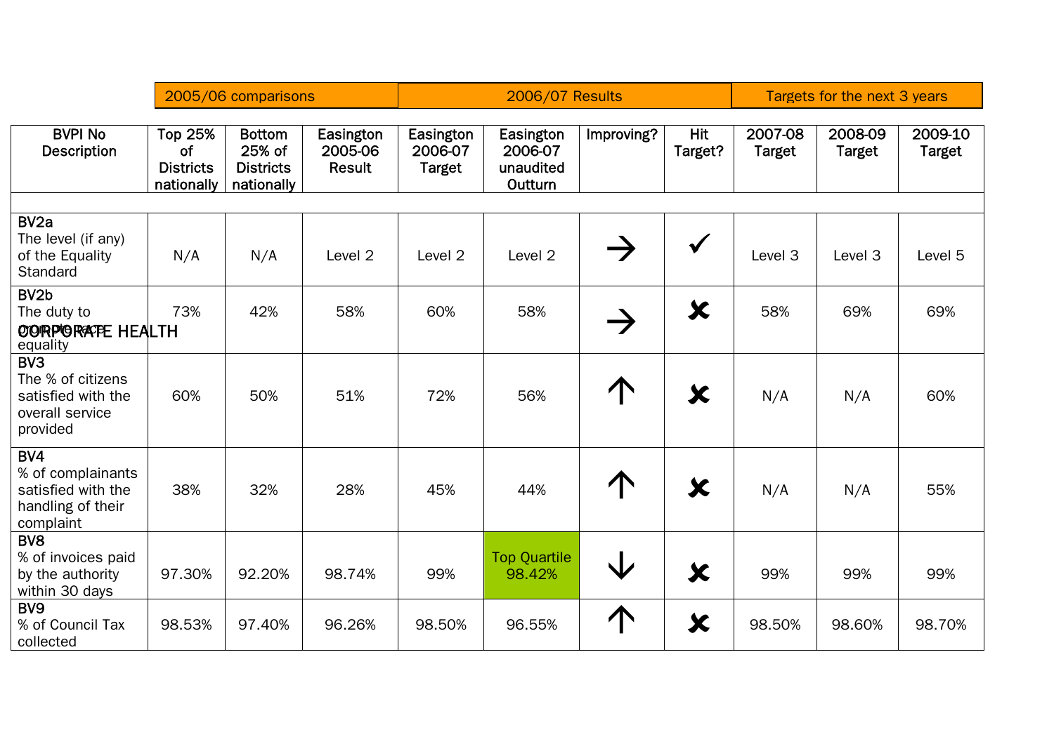## CORPORATE HEALTH

| | 2005/06 comparisons | | | 2006/07 Results | | | | Targets for the next 3 years | | |
|---|---|---|---|---|---|---|---|---|---|---|
| **BVPI No Description** | **Top 25% of Districts nationally** | **Bottom 25% of Districts nationally** | **Easington 2005-06 Result** | **Easington 2006-07 Target** | **Easington 2006-07 unaudited Outturn** | **Improving?** | **Hit Target?** | **2007-08 Target** | **2008-09 Target** | **2009-10 Target** |
| **BV2a** The level (if any) of the Equality Standard | N/A | N/A | Level 2 | Level 2 | Level 2 | → | ✓ | Level 3 | Level 3 | Level 5 |
| **BV2b** The duty to promote race equality | 73% | 42% | 58% | 60% | 58% | → | ✗ | 58% | 69% | 69% |
| **BV3** The % of citizens satisfied with the overall service provided | 60% | 50% | 51% | 72% | 56% | ↑ | ✗ | N/A | N/A | 60% |
| **BV4** % of complainants satisfied with the handling of their complaint | 38% | 32% | 28% | 45% | 44% | ↑ | ✗ | N/A | N/A | 55% |
| **BV8** % of invoices paid by the authority within 30 days | 97.30% | 92.20% | 98.74% | 99% | Top Quartile 98.42% | ↓ | ✗ | 99% | 99% | 99% |
| **BV9** % of Council Tax collected | 98.53% | 97.40% | 96.26% | 98.50% | 96.55% | ↑ | ✗ | 98.50% | 98.60% | 98.70% |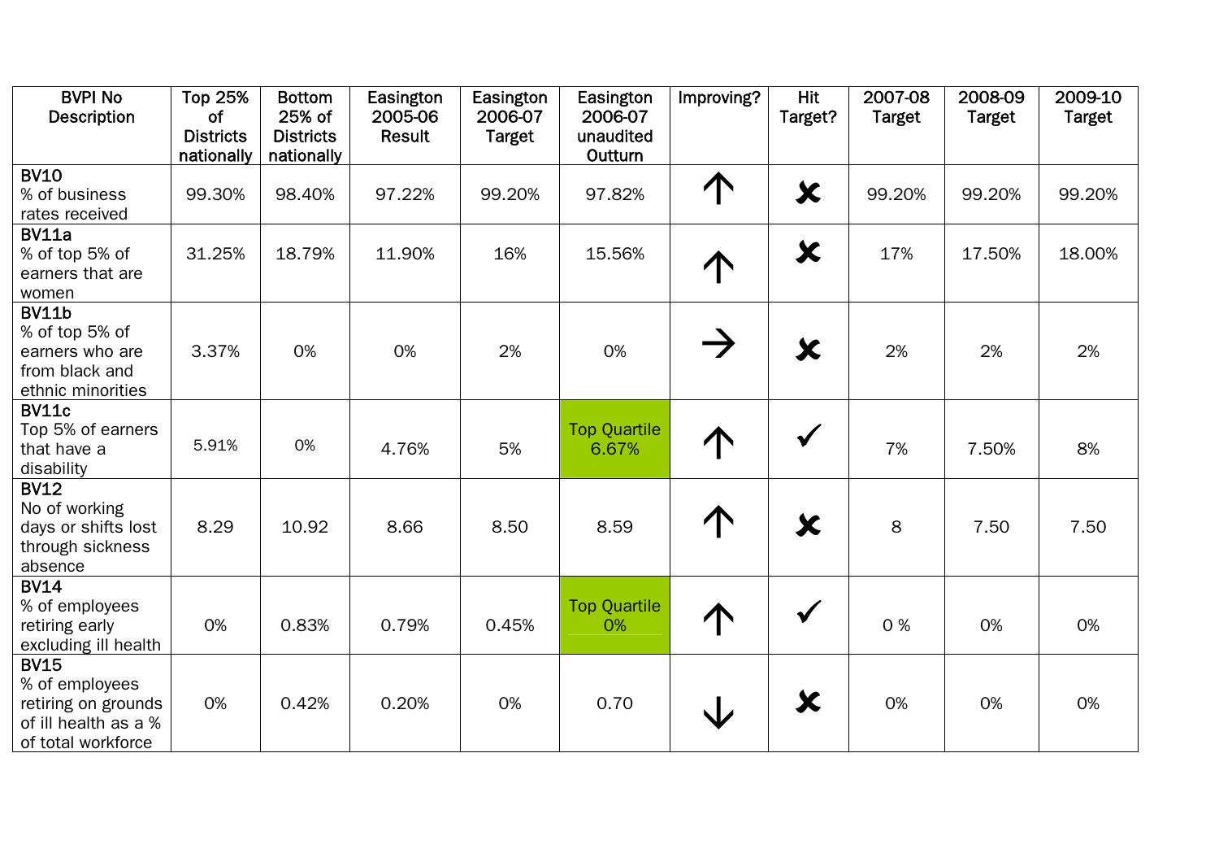| BVPI No Description | Top 25% of Districts nationally | Bottom 25% of Districts nationally | Easington 2005-06 Result | Easington 2006-07 Target | Easington 2006-07 unaudited Outturn | Improving? | Hit Target? | 2007-08 Target | 2008-09 Target | 2009-10 Target |
|---|---|---|---|---|---|---|---|---|---|---|
| **BV10** % of business rates received | 99.30% | 98.40% | 97.22% | 99.20% | 97.82% | ↑ | ✘ | 99.20% | 99.20% | 99.20% |
| **BV11a** % of top 5% of earners that are women | 31.25% | 18.79% | 11.90% | 16% | 15.56% | ↑ | ✘ | 17% | 17.50% | 18.00% |
| **BV11b** % of top 5% of earners who are from black and ethnic minorities | 3.37% | 0% | 0% | 2% | 0% | → | ✘ | 2% | 2% | 2% |
| **BV11c** Top 5% of earners that have a disability | 5.91% | 0% | 4.76% | 5% | Top Quartile 6.67% | ↑ | ✓ | 7% | 7.50% | 8% |
| **BV12** No of working days or shifts lost through sickness absence | 8.29 | 10.92 | 8.66 | 8.50 | 8.59 | ↑ | ✘ | 8 | 7.50 | 7.50 |
| **BV14** % of employees retiring early excluding ill health | 0% | 0.83% | 0.79% | 0.45% | Top Quartile 0% | ↑ | ✓ | 0 % | 0% | 0% |
| **BV15** % of employees retiring on grounds of ill health as a % of total workforce | 0% | 0.42% | 0.20% | 0% | 0.70 | ↓ | ✘ | 0% | 0% | 0% |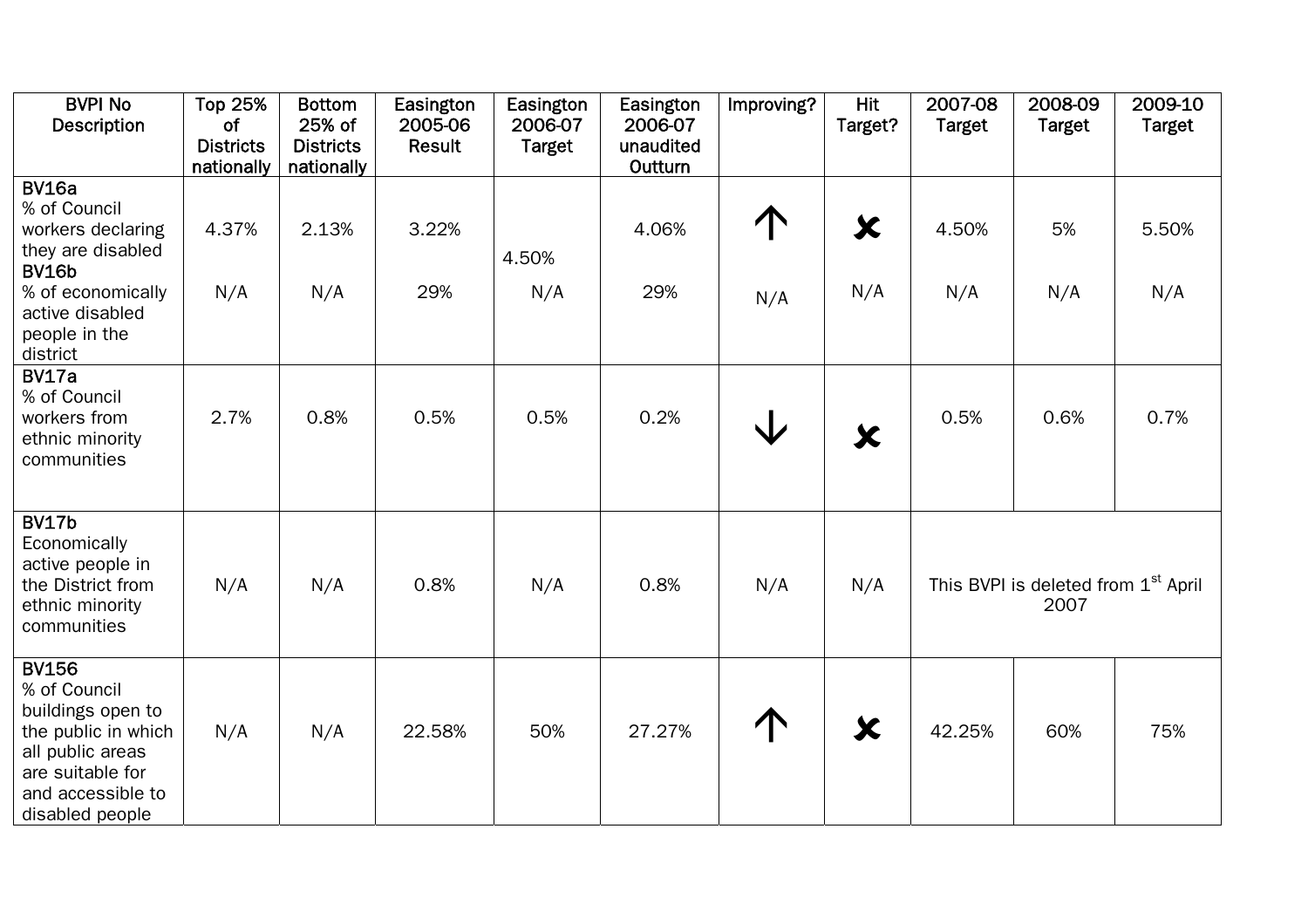| BVPI No Description | Top 25% of Districts nationally | Bottom 25% of Districts nationally | Easington 2005-06 Result | Easington 2006-07 Target | Easington 2006-07 unaudited Outturn | Improving? | Hit Target? | 2007-08 Target | 2008-09 Target | 2009-10 Target |
|---|---|---|---|---|---|---|---|---|---|---|
| **BV16a** % of Council workers declaring they are disabled | 4.37% | 2.13% | 3.22% | 4.50% | 4.06% | ↑ | ✘ | 4.50% | 5% | 5.50% |
| **BV16b** % of economically active disabled people in the district | N/A | N/A | 29% | N/A | 29% | N/A | N/A | N/A | N/A | N/A |
| **BV17a** % of Council workers from ethnic minority communities | 2.7% | 0.8% | 0.5% | 0.5% | 0.2% | ↓ | ✘ | 0.5% | 0.6% | 0.7% |
| **BV17b** Economically active people in the District from ethnic minority communities | N/A | N/A | 0.8% | N/A | 0.8% | N/A | N/A | This BVPI is deleted from 1st April 2007 | | |
| **BV156** % of Council buildings open to the public in which all public areas are suitable for and accessible to disabled people | N/A | N/A | 22.58% | 50% | 27.27% | ↑ | ✘ | 42.25% | 60% | 75% |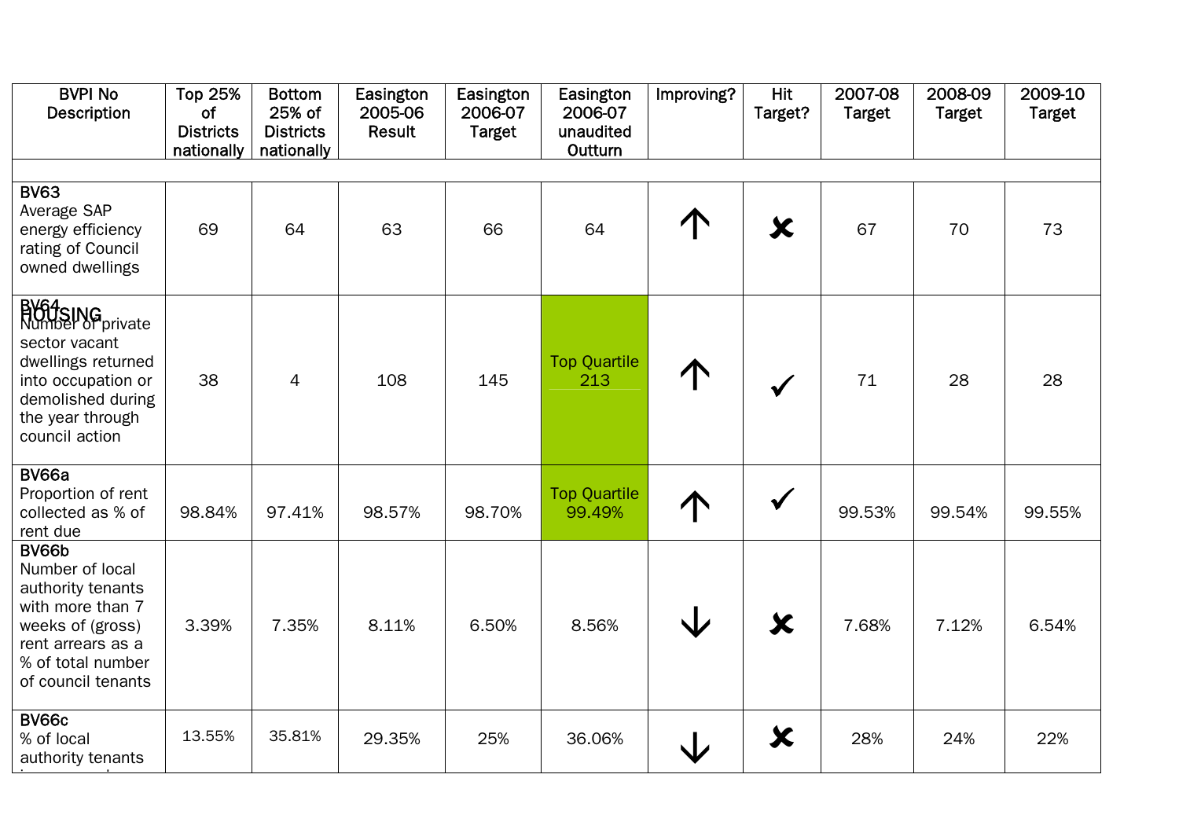| BVPI No Description | Top 25% of Districts nationally | Bottom 25% of Districts nationally | Easington 2005-06 Result | Easington 2006-07 Target | Easington 2006-07 unaudited Outturn | Improving? | Hit Target? | 2007-08 Target | 2008-09 Target | 2009-10 Target |
|---|---|---|---|---|---|---|---|---|---|---|
| HOUSING | | | | | | | | | | |
| **BV63** Average SAP energy efficiency rating of Council owned dwellings | 69 | 64 | 63 | 66 | 64 | ↑ | ✘ | 67 | 70 | 73 |
| **BV64** Number of private sector vacant dwellings returned into occupation or demolished during the year through council action | 38 | 4 | 108 | 145 | Top Quartile 213 | ↑ | ✓ | 71 | 28 | 28 |
| **BV66a** Proportion of rent collected as % of rent due | 98.84% | 97.41% | 98.57% | 98.70% | Top Quartile 99.49% | ↑ | ✓ | 99.53% | 99.54% | 99.55% |
| **BV66b** Number of local authority tenants with more than 7 weeks of (gross) rent arrears as a % of total number of council tenants | 3.39% | 7.35% | 8.11% | 6.50% | 8.56% | ↓ | ✘ | 7.68% | 7.12% | 6.54% |
| **BV66c** % of local authority tenants | 13.55% | 35.81% | 29.35% | 25% | 36.06% | ↓ | ✘ | 28% | 24% | 22% |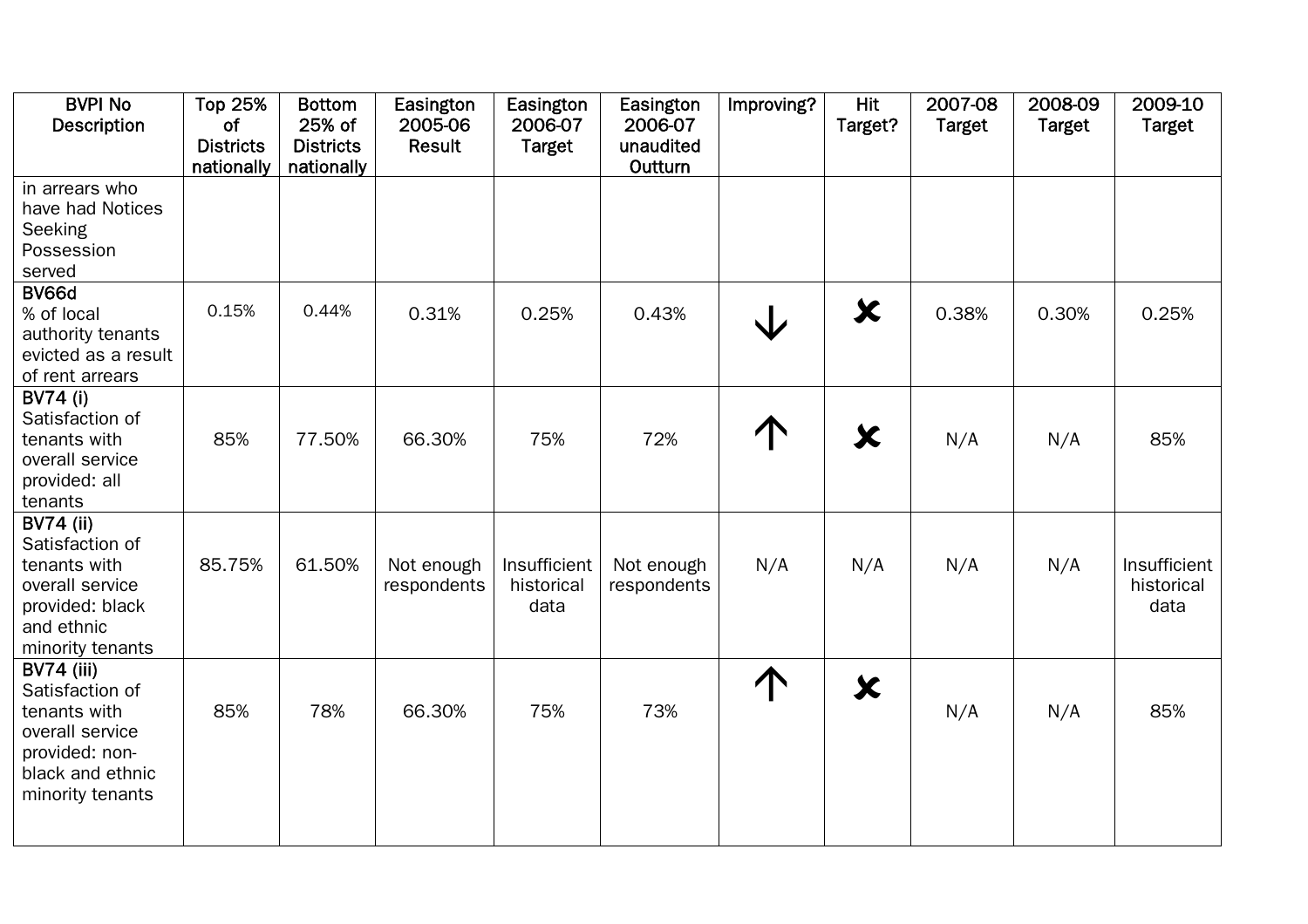| BVPI No Description | Top 25% of Districts nationally | Bottom 25% of Districts nationally | Easington 2005-06 Result | Easington 2006-07 Target | Easington 2006-07 unaudited Outturn | Improving? | Hit Target? | 2007-08 Target | 2008-09 Target | 2009-10 Target |
|---|---|---|---|---|---|---|---|---|---|---|
| in arrears who have had Notices Seeking Possession served | | | | | | | | | | |
| **BV66d** % of local authority tenants evicted as a result of rent arrears | 0.15% | 0.44% | 0.31% | 0.25% | 0.43% | ↓ | ✘ | 0.38% | 0.30% | 0.25% |
| **BV74 (i)** Satisfaction of tenants with overall service provided: all tenants | 85% | 77.50% | 66.30% | 75% | 72% | ↑ | ✘ | N/A | N/A | 85% |
| **BV74 (ii)** Satisfaction of tenants with overall service provided: black and ethnic minority tenants | 85.75% | 61.50% | Not enough respondents | Insufficient historical data | Not enough respondents | N/A | N/A | N/A | N/A | Insufficient historical data |
| **BV74 (iii)** Satisfaction of tenants with overall service provided: non-black and ethnic minority tenants | 85% | 78% | 66.30% | 75% | 73% | ↑ | ✘ | N/A | N/A | 85% |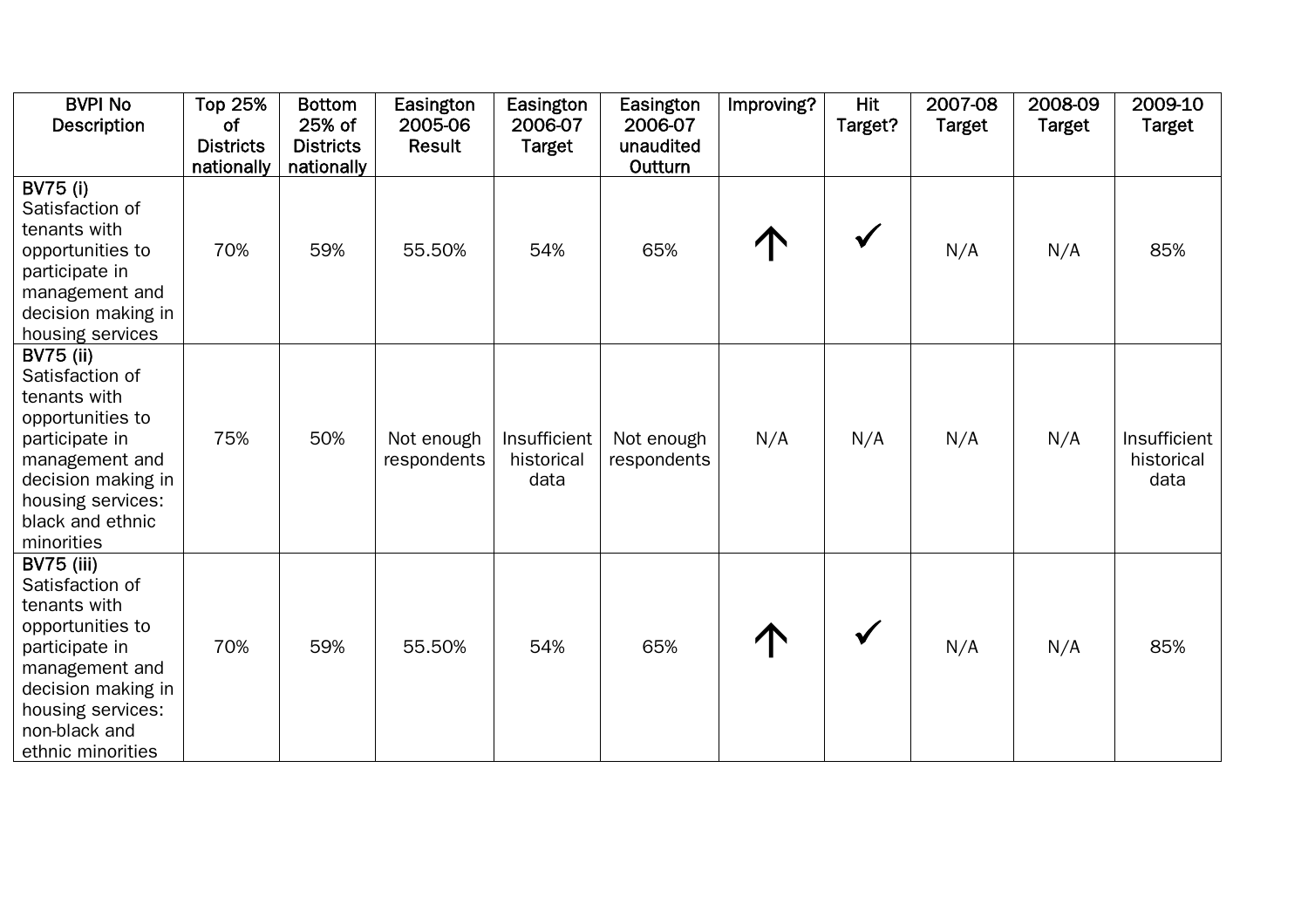| BVPI No Description | Top 25% of Districts nationally | Bottom 25% of Districts nationally | Easington 2005-06 Result | Easington 2006-07 Target | Easington 2006-07 unaudited Outturn | Improving? | Hit Target? | 2007-08 Target | 2008-09 Target | 2009-10 Target |
|---|---|---|---|---|---|---|---|---|---|---|
| **BV75 (i)** Satisfaction of tenants with opportunities to participate in management and decision making in housing services | 70% | 59% | 55.50% | 54% | 65% | ↑ | ✓ | N/A | N/A | 85% |
| **BV75 (ii)** Satisfaction of tenants with opportunities to participate in management and decision making in housing services: black and ethnic minorities | 75% | 50% | Not enough respondents | Insufficient historical data | Not enough respondents | N/A | N/A | N/A | N/A | Insufficient historical data |
| **BV75 (iii)** Satisfaction of tenants with opportunities to participate in management and decision making in housing services: non-black and ethnic minorities | 70% | 59% | 55.50% | 54% | 65% | ↑ | ✓ | N/A | N/A | 85% |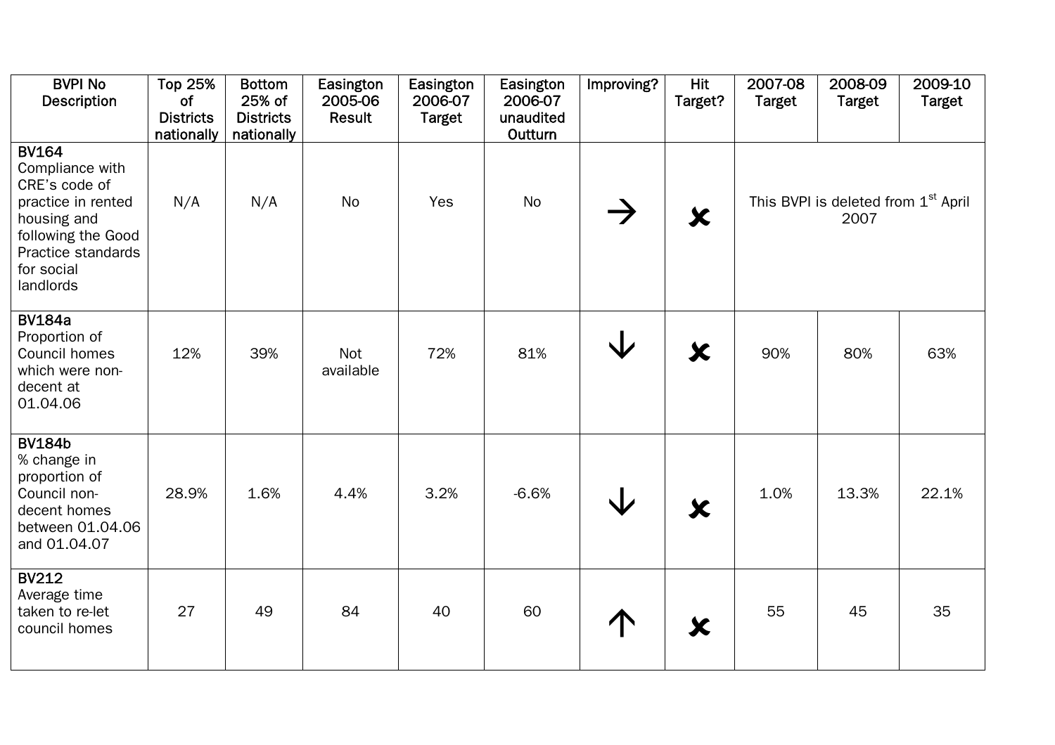| BVPI No Description | Top 25% of Districts nationally | Bottom 25% of Districts nationally | Easington 2005-06 Result | Easington 2006-07 Target | Easington 2006-07 unaudited Outturn | Improving? | Hit Target? | 2007-08 Target | 2008-09 Target | 2009-10 Target |
|---|---|---|---|---|---|---|---|---|---|---|
| **BV164** Compliance with CRE's code of practice in rented housing and following the Good Practice standards for social landlords | N/A | N/A | No | Yes | No | → | ✘ | This BVPI is deleted from 1st April 2007 | | |
| **BV184a** Proportion of Council homes which were non-decent at 01.04.06 | 12% | 39% | Not available | 72% | 81% | ↓ | ✘ | 90% | 80% | 63% |
| **BV184b** % change in proportion of Council non-decent homes between 01.04.06 and 01.04.07 | 28.9% | 1.6% | 4.4% | 3.2% | -6.6% | ↓ | ✘ | 1.0% | 13.3% | 22.1% |
| **BV212** Average time taken to re-let council homes | 27 | 49 | 84 | 40 | 60 | ↑ | ✘ | 55 | 45 | 35 |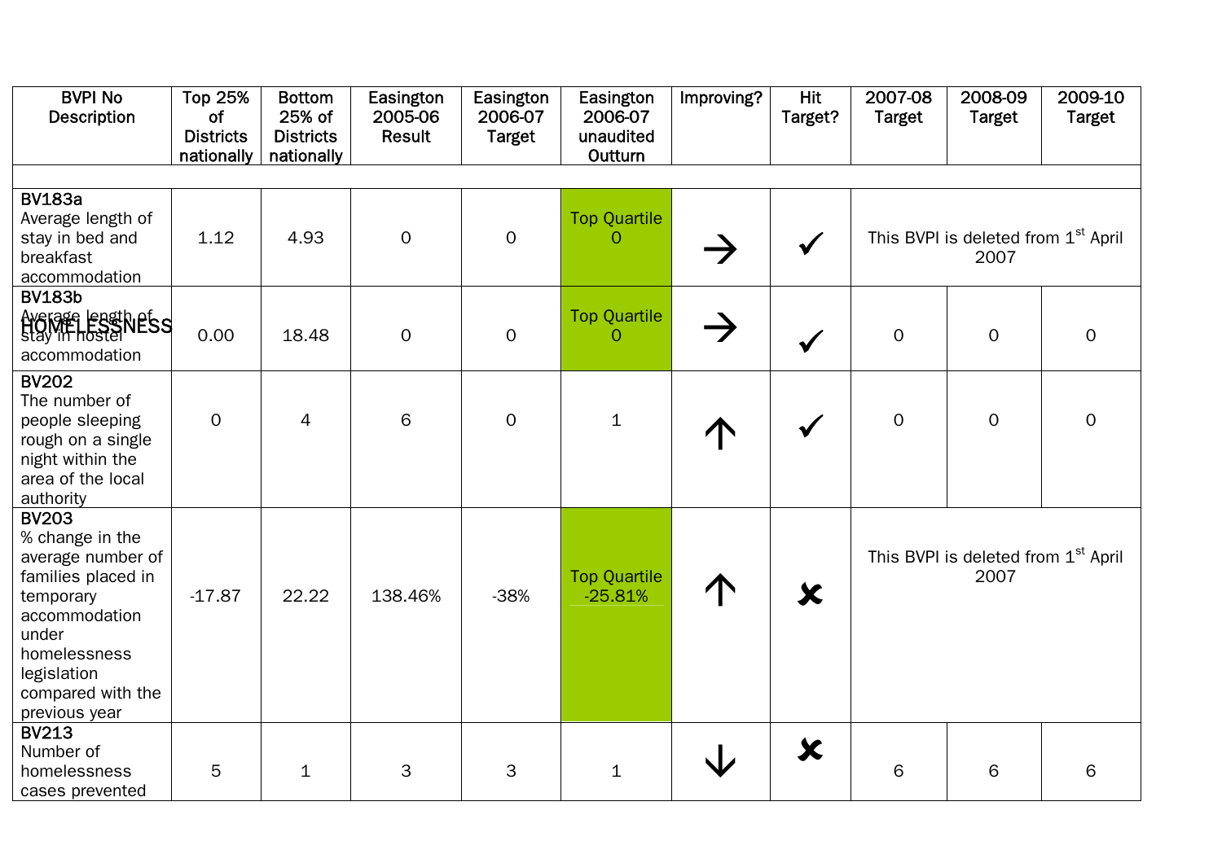| BVPI No Description | Top 25% of Districts nationally | Bottom 25% of Districts nationally | Easington 2005-06 Result | Easington 2006-07 Target | Easington 2006-07 unaudited Outturn | Improving? | Hit Target? | 2007-08 Target | 2008-09 Target | 2009-10 Target |
|---|---|---|---|---|---|---|---|---|---|---|
| HOMELESSNESS | | | | | | | | | | |
| **BV183a** Average length of stay in bed and breakfast accommodation | 1.12 | 4.93 | 0 | 0 | Top Quartile 0 | → | ✓ | This BVPI is deleted from 1st April 2007 | | |
| **BV183b** Average length of stay in hostel accommodation | 0.00 | 18.48 | 0 | 0 | Top Quartile 0 | → | ✓ | 0 | 0 | 0 |
| **BV202** The number of people sleeping rough on a single night within the area of the local authority | 0 | 4 | 6 | 0 | 1 | ↑ | ✓ | 0 | 0 | 0 |
| **BV203** % change in the average number of families placed in temporary accommodation under homelessness legislation compared with the previous year | -17.87 | 22.22 | 138.46% | -38% | Top Quartile -25.81% | ↑ | ✗ | This BVPI is deleted from 1st April 2007 | | |
| **BV213** Number of homelessness cases prevented | 5 | 1 | 3 | 3 | 1 | ↓ | ✗ | 6 | 6 | 6 |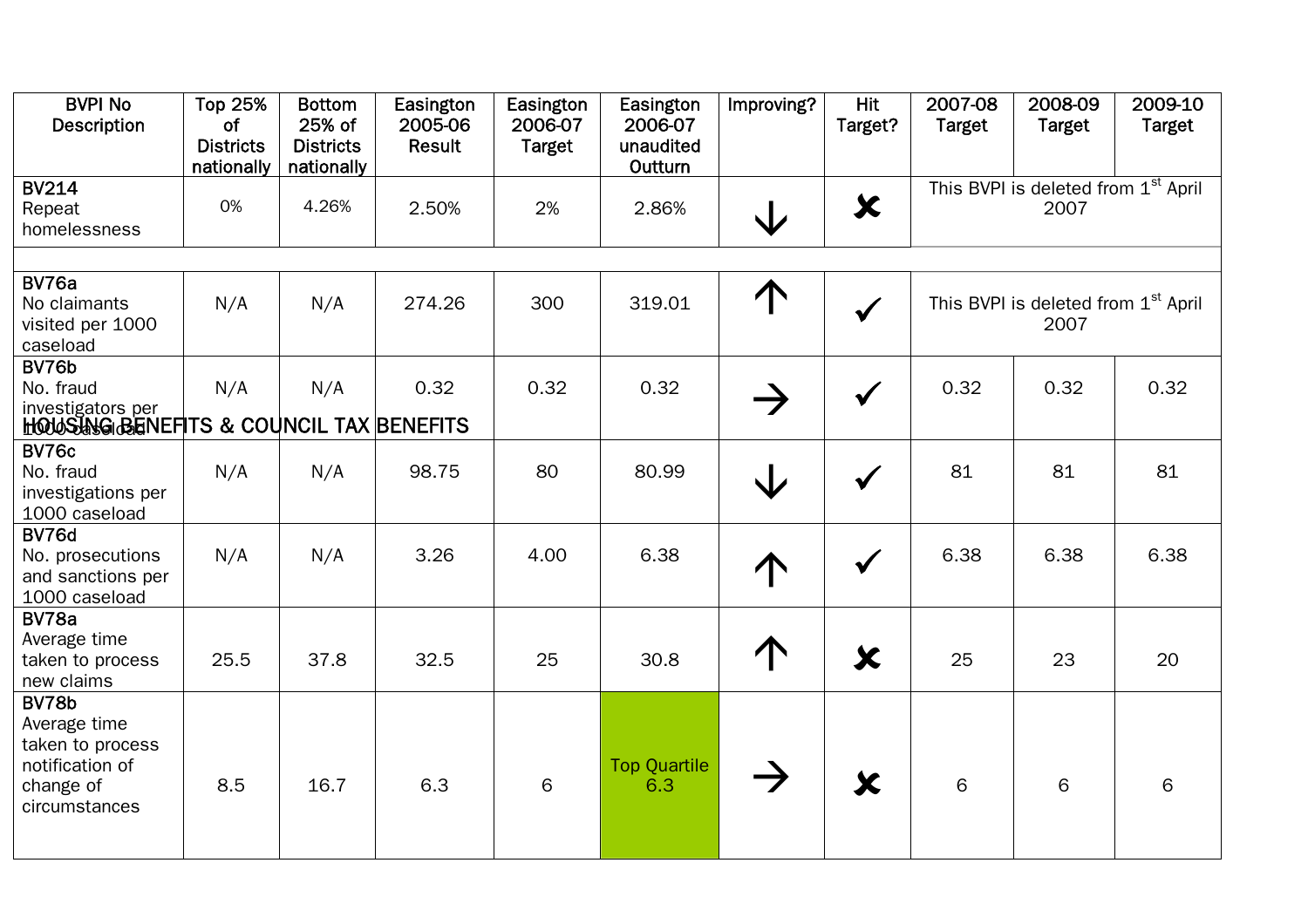## HOUSING BENEFITS & COUNCIL TAX BENEFITS

| BVPI No Description | Top 25% of Districts nationally | Bottom 25% of Districts nationally | Easington 2005-06 Result | Easington 2006-07 Target | Easington 2006-07 unaudited Outturn | Improving? | Hit Target? | 2007-08 Target | 2008-09 Target | 2009-10 Target |
|---|---|---|---|---|---|---|---|---|---|---|
| **BV214** Repeat homelessness | 0% | 4.26% | 2.50% | 2% | 2.86% | ↓ | ✘ | This BVPI is deleted from 1st April 2007 | | |
| | | | | | | | | | | |
| **BV76a** No claimants visited per 1000 caseload | N/A | N/A | 274.26 | 300 | 319.01 | ↑ | ✓ | This BVPI is deleted from 1st April 2007 | | |
| **BV76b** No. fraud investigators per 1000 caseload | N/A | N/A | 0.32 | 0.32 | 0.32 | → | ✓ | 0.32 | 0.32 | 0.32 |
| **BV76c** No. fraud investigations per 1000 caseload | N/A | N/A | 98.75 | 80 | 80.99 | ↓ | ✓ | 81 | 81 | 81 |
| **BV76d** No. prosecutions and sanctions per 1000 caseload | N/A | N/A | 3.26 | 4.00 | 6.38 | ↑ | ✓ | 6.38 | 6.38 | 6.38 |
| **BV78a** Average time taken to process new claims | 25.5 | 37.8 | 32.5 | 25 | 30.8 | ↑ | ✘ | 25 | 23 | 20 |
| **BV78b** Average time taken to process notification of change of circumstances | 8.5 | 16.7 | 6.3 | 6 | Top Quartile 6.3 | → | ✘ | 6 | 6 | 6 |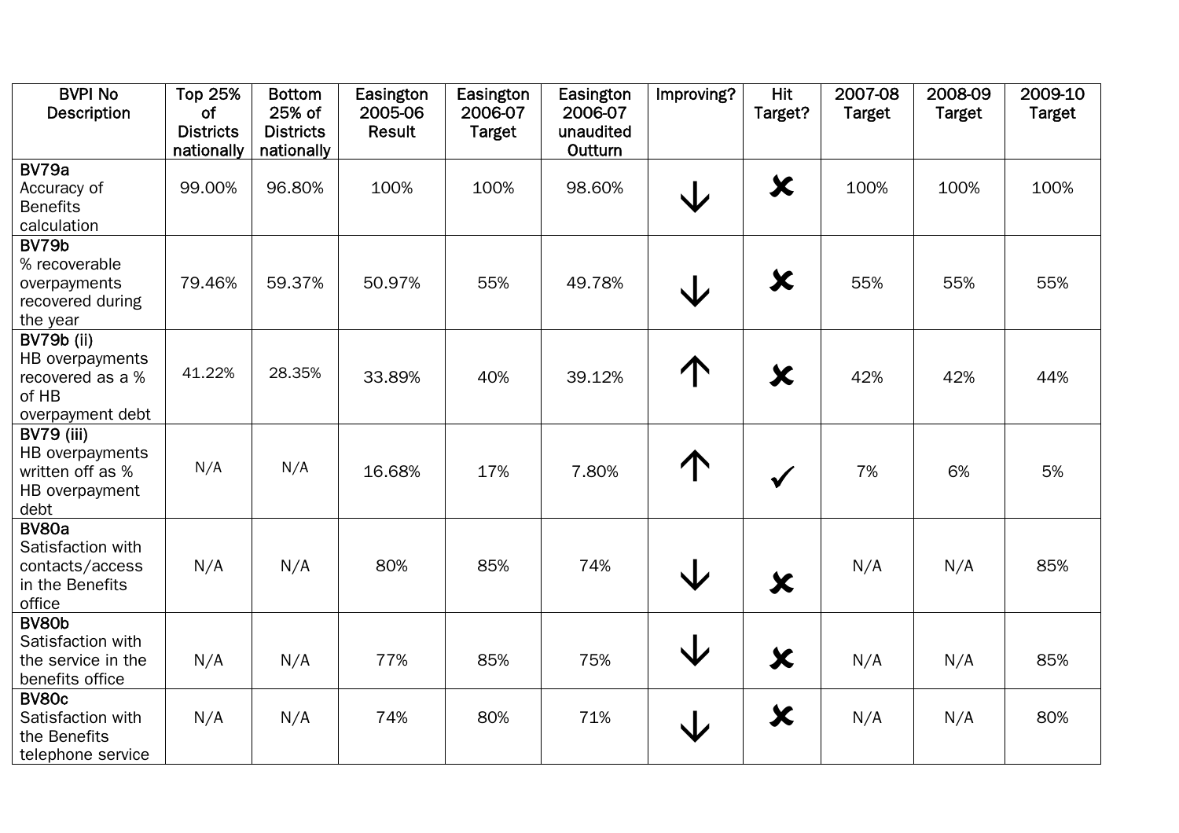| BVPI No Description | Top 25% of Districts nationally | Bottom 25% of Districts nationally | Easington 2005-06 Result | Easington 2006-07 Target | Easington 2006-07 unaudited Outturn | Improving? | Hit Target? | 2007-08 Target | 2008-09 Target | 2009-10 Target |
|---|---|---|---|---|---|---|---|---|---|---|
| **BV79a** Accuracy of Benefits calculation | 99.00% | 96.80% | 100% | 100% | 98.60% | ↓ | ✘ | 100% | 100% | 100% |
| **BV79b** % recoverable overpayments recovered during the year | 79.46% | 59.37% | 50.97% | 55% | 49.78% | ↓ | ✘ | 55% | 55% | 55% |
| **BV79b (ii)** HB overpayments recovered as a % of HB overpayment debt | 41.22% | 28.35% | 33.89% | 40% | 39.12% | ↑ | ✘ | 42% | 42% | 44% |
| **BV79 (iii)** HB overpayments written off as % HB overpayment debt | N/A | N/A | 16.68% | 17% | 7.80% | ↑ | ✓ | 7% | 6% | 5% |
| **BV80a** Satisfaction with contacts/access in the Benefits office | N/A | N/A | 80% | 85% | 74% | ↓ | ✘ | N/A | N/A | 85% |
| **BV80b** Satisfaction with the service in the benefits office | N/A | N/A | 77% | 85% | 75% | ↓ | ✘ | N/A | N/A | 85% |
| **BV80c** Satisfaction with the Benefits telephone service | N/A | N/A | 74% | 80% | 71% | ↓ | ✘ | N/A | N/A | 80% |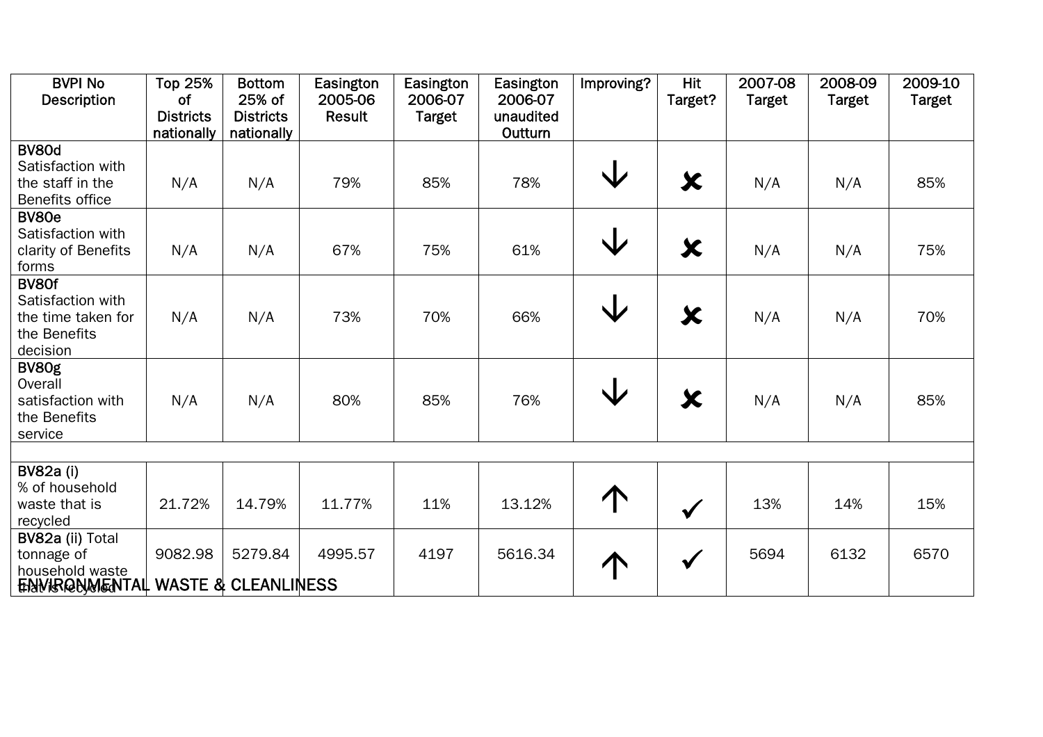| BVPI No Description | Top 25% of Districts nationally | Bottom 25% of Districts nationally | Easington 2005-06 Result | Easington 2006-07 Target | Easington 2006-07 unaudited Outturn | Improving? | Hit Target? | 2007-08 Target | 2008-09 Target | 2009-10 Target |
|---|---|---|---|---|---|---|---|---|---|---|
| **BV80d** Satisfaction with the staff in the Benefits office | N/A | N/A | 79% | 85% | 78% | ↓ | ✘ | N/A | N/A | 85% |
| **BV80e** Satisfaction with clarity of Benefits forms | N/A | N/A | 67% | 75% | 61% | ↓ | ✘ | N/A | N/A | 75% |
| **BV80f** Satisfaction with the time taken for the Benefits decision | N/A | N/A | 73% | 70% | 66% | ↓ | ✘ | N/A | N/A | 70% |
| **BV80g** Overall satisfaction with the Benefits service | N/A | N/A | 80% | 85% | 76% | ↓ | ✘ | N/A | N/A | 85% |
| **ENVIRONMENTAL WASTE & CLEANLINESS** | | | | | | | | | | |
| **BV82a (i)** % of household waste that is recycled | 21.72% | 14.79% | 11.77% | 11% | 13.12% | ↑ | ✓ | 13% | 14% | 15% |
| **BV82a (ii)** Total tonnage of household waste that is recycled | 9082.98 | 5279.84 | 4995.57 | 4197 | 5616.34 | ↑ | ✓ | 5694 | 6132 | 6570 |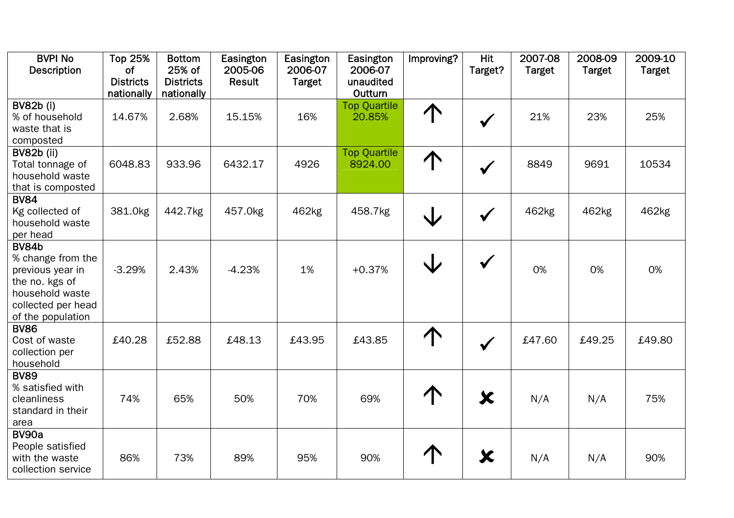| BVPI No Description | Top 25% of Districts nationally | Bottom 25% of Districts nationally | Easington 2005-06 Result | Easington 2006-07 Target | Easington 2006-07 unaudited Outturn | Improving? | Hit Target? | 2007-08 Target | 2008-09 Target | 2009-10 Target |
|---|---|---|---|---|---|---|---|---|---|---|
| **BV82b (i)** % of household waste that is composted | 14.67% | 2.68% | 15.15% | 16% | Top Quartile 20.85% | ↑ | ✓ | 21% | 23% | 25% |
| **BV82b (ii)** Total tonnage of household waste that is composted | 6048.83 | 933.96 | 6432.17 | 4926 | Top Quartile 8924.00 | ↑ | ✓ | 8849 | 9691 | 10534 |
| **BV84** Kg collected of household waste per head | 381.0kg | 442.7kg | 457.0kg | 462kg | 458.7kg | ↓ | ✓ | 462kg | 462kg | 462kg |
| **BV84b** % change from the previous year in the no. kgs of household waste collected per head of the population | -3.29% | 2.43% | -4.23% | 1% | +0.37% | ↓ | ✓ | 0% | 0% | 0% |
| **BV86** Cost of waste collection per household | £40.28 | £52.88 | £48.13 | £43.95 | £43.85 | ↑ | ✓ | £47.60 | £49.25 | £49.80 |
| **BV89** % satisfied with cleanliness standard in their area | 74% | 65% | 50% | 70% | 69% | ↑ | ✗ | N/A | N/A | 75% |
| **BV90a** People satisfied with the waste collection service | 86% | 73% | 89% | 95% | 90% | ↑ | ✗ | N/A | N/A | 90% |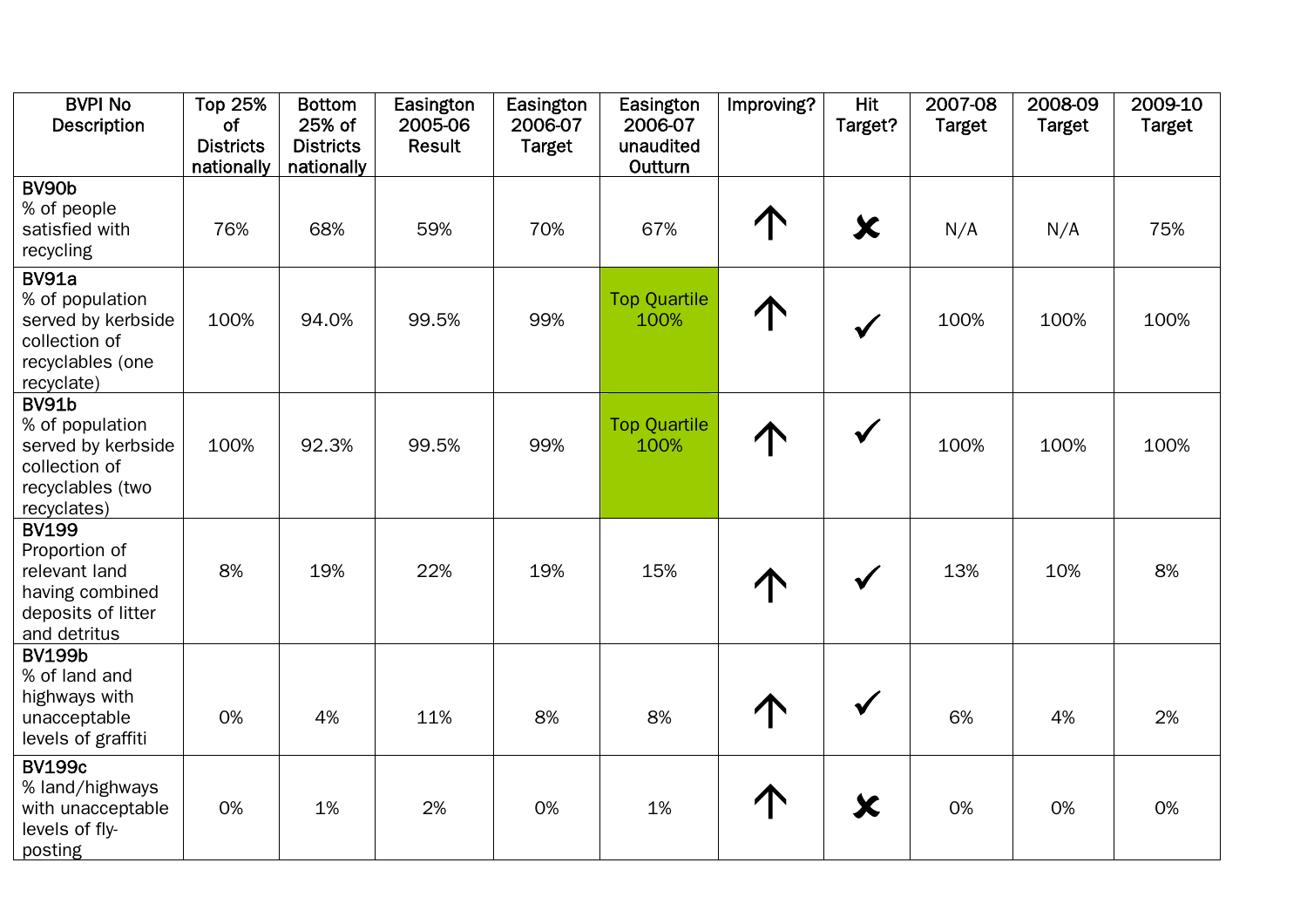| BVPI No Description | Top 25% of Districts nationally | Bottom 25% of Districts nationally | Easington 2005-06 Result | Easington 2006-07 Target | Easington 2006-07 unaudited Outturn | Improving? | Hit Target? | 2007-08 Target | 2008-09 Target | 2009-10 Target |
|---|---|---|---|---|---|---|---|---|---|---|
| **BV90b** % of people satisfied with recycling | 76% | 68% | 59% | 70% | 67% | ↑ | ✘ | N/A | N/A | 75% |
| **BV91a** % of population served by kerbside collection of recyclables (one recyclate) | 100% | 94.0% | 99.5% | 99% | Top Quartile 100% | ↑ | ✓ | 100% | 100% | 100% |
| **BV91b** % of population served by kerbside collection of recyclables (two recyclates) | 100% | 92.3% | 99.5% | 99% | Top Quartile 100% | ↑ | ✓ | 100% | 100% | 100% |
| **BV199** Proportion of relevant land having combined deposits of litter and detritus | 8% | 19% | 22% | 19% | 15% | ↑ | ✓ | 13% | 10% | 8% |
| **BV199b** % of land and highways with unacceptable levels of graffiti | 0% | 4% | 11% | 8% | 8% | ↑ | ✓ | 6% | 4% | 2% |
| **BV199c** % land/highways with unacceptable levels of fly-posting | 0% | 1% | 2% | 0% | 1% | ↑ | ✘ | 0% | 0% | 0% |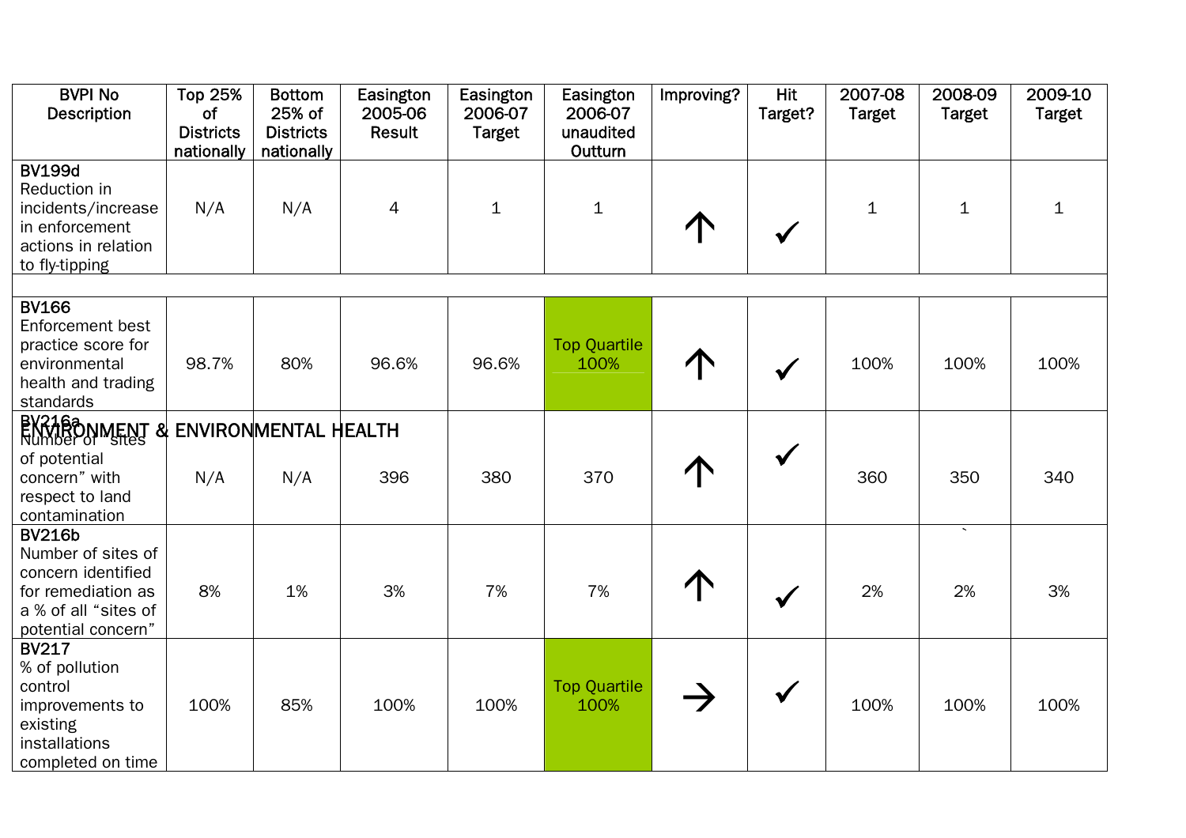## ENVIRONMENT & ENVIRONMENTAL HEALTH

| BVPI No Description | Top 25% of Districts nationally | Bottom 25% of Districts nationally | Easington 2005-06 Result | Easington 2006-07 Target | Easington 2006-07 unaudited Outturn | Improving? | Hit Target? | 2007-08 Target | 2008-09 Target | 2009-10 Target |
|---|---|---|---|---|---|---|---|---|---|---|
| **BV199d** Reduction in incidents/increase in enforcement actions in relation to fly-tipping | N/A | N/A | 4 | 1 | 1 | ↑ | ✓ | 1 | 1 | 1 |
| **BV166** Enforcement best practice score for environmental health and trading standards | 98.7% | 80% | 96.6% | 96.6% | Top Quartile 100% | ↑ | ✓ | 100% | 100% | 100% |
| **BV216a** Number of "sites of potential concern" with respect to land contamination | N/A | N/A | 396 | 380 | 370 | ↑ | ✓ | 360 | 350 | 340 |
| **BV216b** Number of sites of concern identified for remediation as a % of all "sites of potential concern" | 8% | 1% | 3% | 7% | 7% | ↑ | ✓ | 2% | 2% | 3% |
| **BV217** % of pollution control improvements to existing installations completed on time | 100% | 85% | 100% | 100% | Top Quartile 100% | → | ✓ | 100% | 100% | 100% |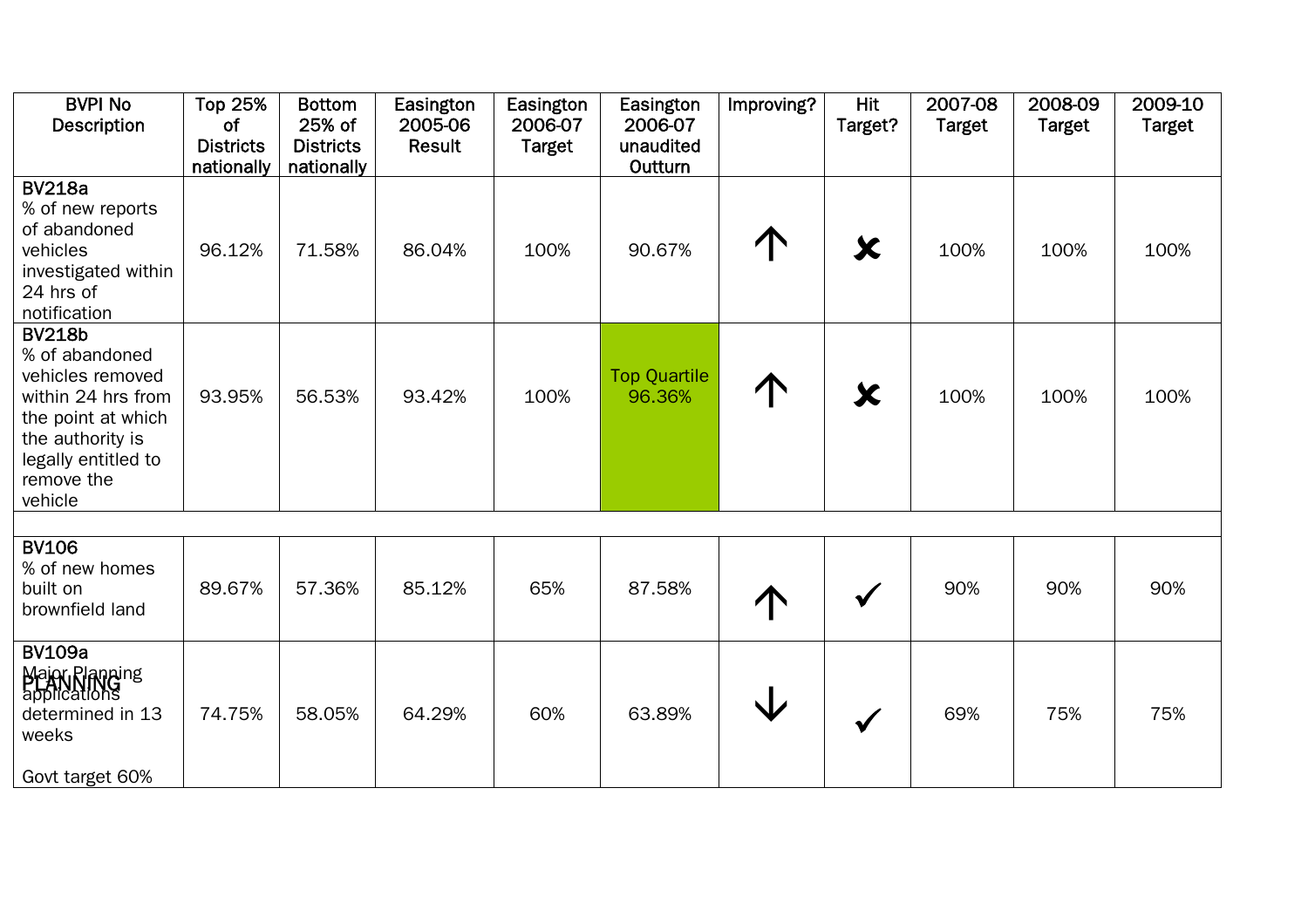| BVPI No Description | Top 25% of Districts nationally | Bottom 25% of Districts nationally | Easington 2005-06 Result | Easington 2006-07 Target | Easington 2006-07 unaudited Outturn | Improving? | Hit Target? | 2007-08 Target | 2008-09 Target | 2009-10 Target |
|---|---|---|---|---|---|---|---|---|---|---|
| **BV218a** % of new reports of abandoned vehicles investigated within 24 hrs of notification | 96.12% | 71.58% | 86.04% | 100% | 90.67% | ↑ | ✘ | 100% | 100% | 100% |
| **BV218b** % of abandoned vehicles removed within 24 hrs from the point at which the authority is legally entitled to remove the vehicle | 93.95% | 56.53% | 93.42% | 100% | Top Quartile 96.36% | ↑ | ✘ | 100% | 100% | 100% |
| | | | | | | | | | | |
| **BV106** % of new homes built on brownfield land | 89.67% | 57.36% | 85.12% | 65% | 87.58% | ↑ | ✓ | 90% | 90% | 90% |
| **BV109a** PLANNING Major Planning applications determined in 13 weeks<br><br>Govt target 60% | 74.75% | 58.05% | 64.29% | 60% | 63.89% | ↓ | ✓ | 69% | 75% | 75% |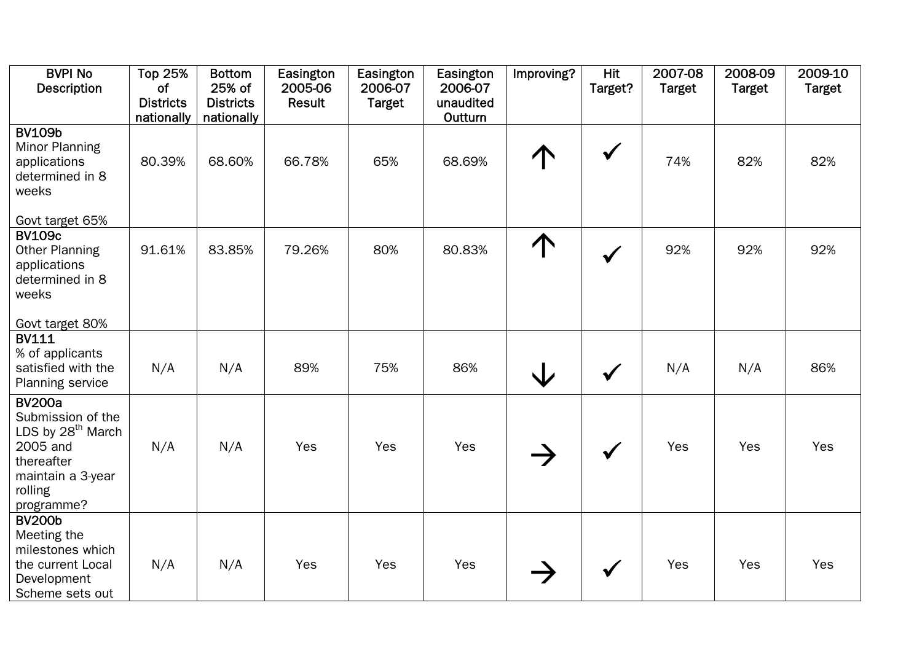| BVPI No Description | Top 25% of Districts nationally | Bottom 25% of Districts nationally | Easington 2005-06 Result | Easington 2006-07 Target | Easington 2006-07 unaudited Outturn | Improving? | Hit Target? | 2007-08 Target | 2008-09 Target | 2009-10 Target |
|---|---|---|---|---|---|---|---|---|---|---|
| **BV109b** Minor Planning applications determined in 8 weeks<br><br>Govt target 65% | 80.39% | 68.60% | 66.78% | 65% | 68.69% | ↑ | ✓ | 74% | 82% | 82% |
| **BV109c** Other Planning applications determined in 8 weeks<br><br>Govt target 80% | 91.61% | 83.85% | 79.26% | 80% | 80.83% | ↑ | ✓ | 92% | 92% | 92% |
| **BV111** % of applicants satisfied with the Planning service | N/A | N/A | 89% | 75% | 86% | ↓ | ✓ | N/A | N/A | 86% |
| **BV200a** Submission of the LDS by 28th March 2005 and thereafter maintain a 3-year rolling programme? | N/A | N/A | Yes | Yes | Yes | → | ✓ | Yes | Yes | Yes |
| **BV200b** Meeting the milestones which the current Local Development Scheme sets out | N/A | N/A | Yes | Yes | Yes | → | ✓ | Yes | Yes | Yes |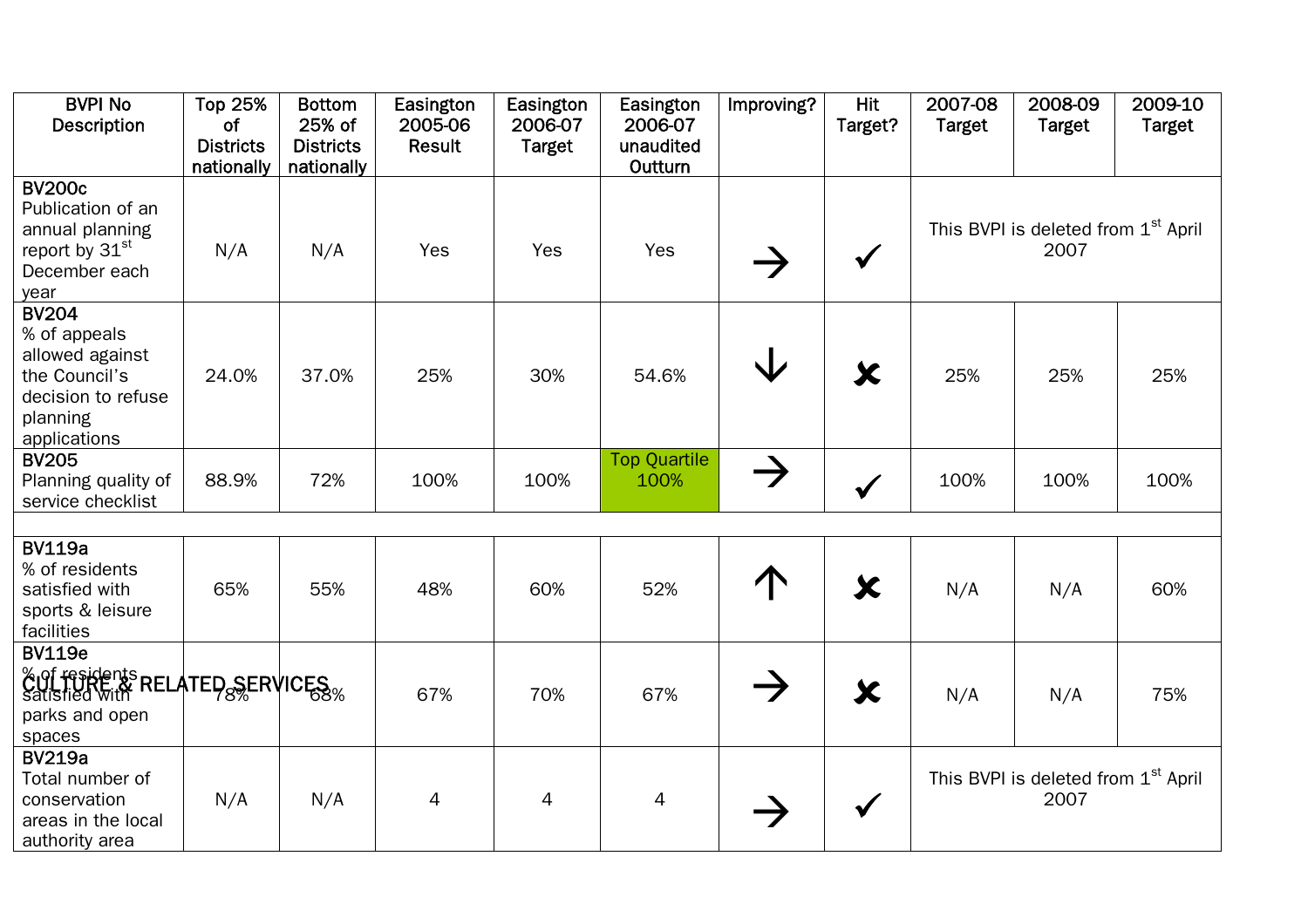| BVPI No Description | Top 25% of Districts nationally | Bottom 25% of Districts nationally | Easington 2005-06 Result | Easington 2006-07 Target | Easington 2006-07 unaudited Outturn | Improving? | Hit Target? | 2007-08 Target | 2008-09 Target | 2009-10 Target |
|---|---|---|---|---|---|---|---|---|---|---|
| **BV200c** Publication of an annual planning report by 31st December each year | N/A | N/A | Yes | Yes | Yes | → | ✓ | This BVPI is deleted from 1st April 2007 | | |
| **BV204** % of appeals allowed against the Council's decision to refuse planning applications | 24.0% | 37.0% | 25% | 30% | 54.6% | ↓ | ✘ | 25% | 25% | 25% |
| **BV205** Planning quality of service checklist | 88.9% | 72% | 100% | 100% | Top Quartile 100% | → | ✓ | 100% | 100% | 100% |
| **CULTURE & RELATED SERVICES** | | | | | | | | | | |
| **BV119a** % of residents satisfied with sports & leisure facilities | 65% | 55% | 48% | 60% | 52% | ↑ | ✘ | N/A | N/A | 60% |
| **BV119e** % of residents satisfied with parks and open spaces | 78% | 68% | 67% | 70% | 67% | → | ✘ | N/A | N/A | 75% |
| **BV219a** Total number of conservation areas in the local authority area | N/A | N/A | 4 | 4 | 4 | → | ✓ | This BVPI is deleted from 1st April 2007 | | |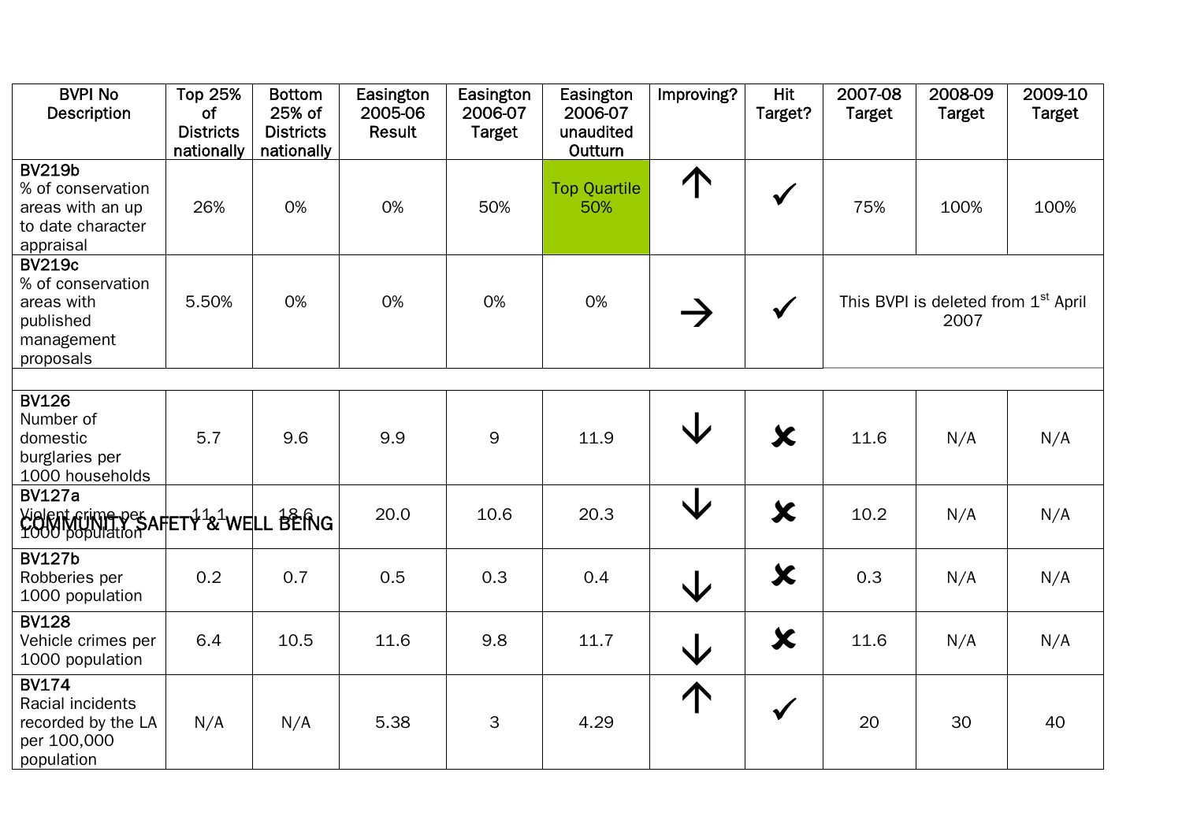| BVPI No Description | Top 25% of Districts nationally | Bottom 25% of Districts nationally | Easington 2005-06 Result | Easington 2006-07 Target | Easington 2006-07 unaudited Outturn | Improving? | Hit Target? | 2007-08 Target | 2008-09 Target | 2009-10 Target |
|---|---|---|---|---|---|---|---|---|---|---|
| **BV219b** % of conservation areas with an up to date character appraisal | 26% | 0% | 0% | 50% | Top Quartile 50% | ↑ | ✔ | 75% | 100% | 100% |
| **BV219c** % of conservation areas with published management proposals | 5.50% | 0% | 0% | 0% | 0% | → | ✔ | This BVPI is deleted from 1st April 2007 | | |

**COMMUNITY SAFETY & WELL BEING**

| BVPI No Description | Top 25% of Districts nationally | Bottom 25% of Districts nationally | Easington 2005-06 Result | Easington 2006-07 Target | Easington 2006-07 unaudited Outturn | Improving? | Hit Target? | 2007-08 Target | 2008-09 Target | 2009-10 Target |
|---|---|---|---|---|---|---|---|---|---|---|
| **BV126** Number of domestic burglaries per 1000 households | 5.7 | 9.6 | 9.9 | 9 | 11.9 | ↓ | ✘ | 11.6 | N/A | N/A |
| **BV127a** Violent crime per 1000 population | 11.1 | 18.6 | 20.0 | 10.6 | 20.3 | ↓ | ✘ | 10.2 | N/A | N/A |
| **BV127b** Robberies per 1000 population | 0.2 | 0.7 | 0.5 | 0.3 | 0.4 | ↓ | ✘ | 0.3 | N/A | N/A |
| **BV128** Vehicle crimes per 1000 population | 6.4 | 10.5 | 11.6 | 9.8 | 11.7 | ↓ | ✘ | 11.6 | N/A | N/A |
| **BV174** Racial incidents recorded by the LA per 100,000 population | N/A | N/A | 5.38 | 3 | 4.29 | ↑ | ✔ | 20 | 30 | 40 |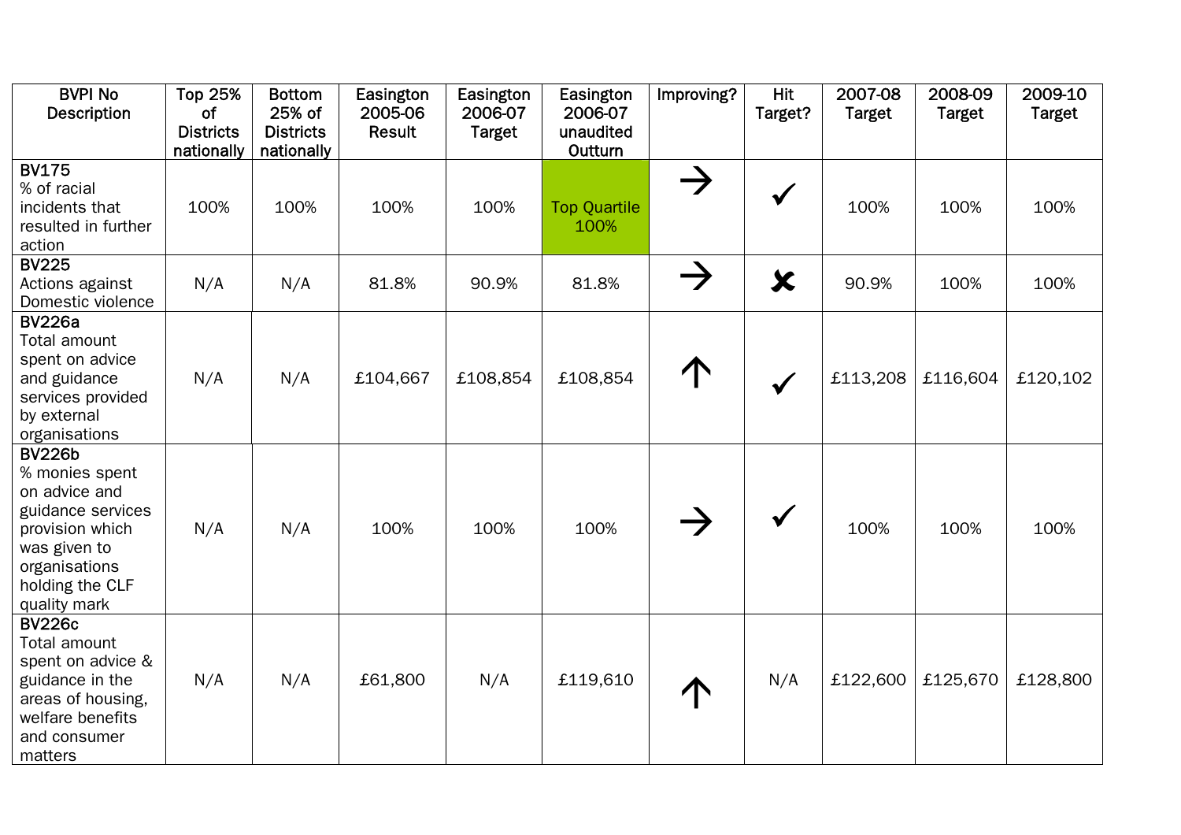| BVPI No Description | Top 25% of Districts nationally | Bottom 25% of Districts nationally | Easington 2005-06 Result | Easington 2006-07 Target | Easington 2006-07 unaudited Outturn | Improving? | Hit Target? | 2007-08 Target | 2008-09 Target | 2009-10 Target |
|---|---|---|---|---|---|---|---|---|---|---|
| **BV175** % of racial incidents that resulted in further action | 100% | 100% | 100% | 100% | Top Quartile 100% | → | ✓ | 100% | 100% | 100% |
| **BV225** Actions against Domestic violence | N/A | N/A | 81.8% | 90.9% | 81.8% | → | ✘ | 90.9% | 100% | 100% |
| **BV226a** Total amount spent on advice and guidance services provided by external organisations | N/A | N/A | £104,667 | £108,854 | £108,854 | ↑ | ✓ | £113,208 | £116,604 | £120,102 |
| **BV226b** % monies spent on advice and guidance services provision which was given to organisations holding the CLF quality mark | N/A | N/A | 100% | 100% | 100% | → | ✓ | 100% | 100% | 100% |
| **BV226c** Total amount spent on advice & guidance in the areas of housing, welfare benefits and consumer matters | N/A | N/A | £61,800 | N/A | £119,610 | ↑ | N/A | £122,600 | £125,670 | £128,800 |